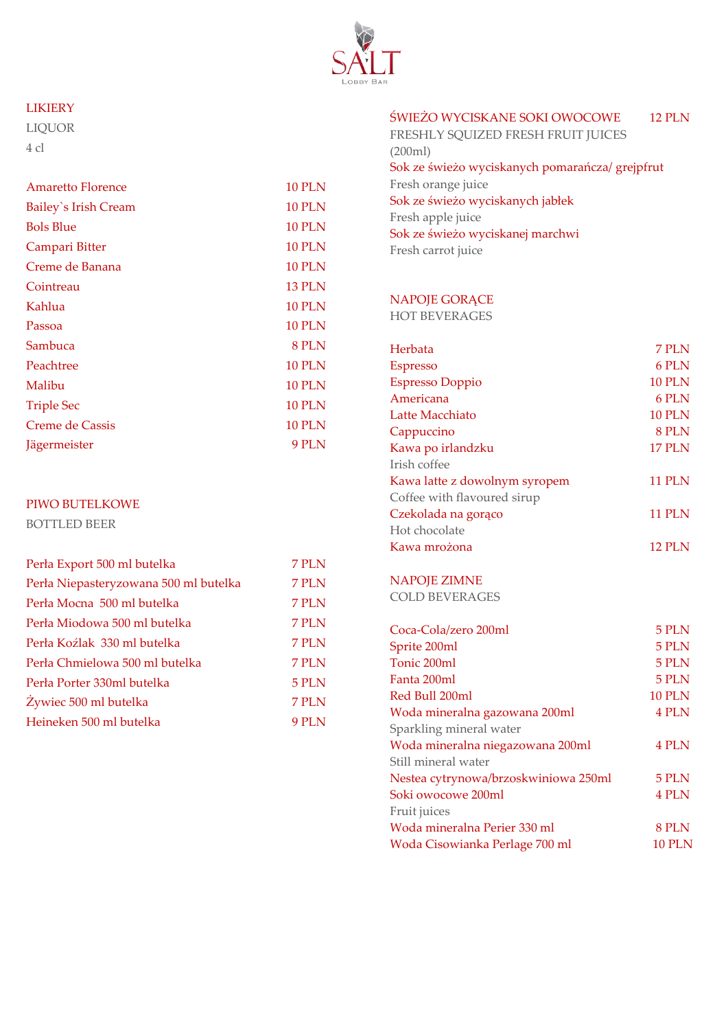# SALT

Lobby Bar

## LIKIERY

LIQUOR

4 cl

| | |
|---|---|
| Amaretto Florence | 10 PLN |
| Bailey`s Irish Cream | 10 PLN |
| Bols Blue | 10 PLN |
| Campari Bitter | 10 PLN |
| Creme de Banana | 10 PLN |
| Cointreau | 13 PLN |
| Kahlua | 10 PLN |
| Passoa | 10 PLN |
| Sambuca | 8 PLN |
| Peachtree | 10 PLN |
| Malibu | 10 PLN |
| Triple Sec | 10 PLN |
| Creme de Cassis | 10 PLN |
| Jägermeister | 9 PLN |

## PIWO BUTELKOWE

BOTTLED BEER

| | |
|---|---|
| Perła Export 500 ml butelka | 7 PLN |
| Perła Niepasteryzowana 500 ml butelka | 7 PLN |
| Perła Mocna 500 ml butelka | 7 PLN |
| Perła Miodowa 500 ml butelka | 7 PLN |
| Perła Koźlak 330 ml butelka | 7 PLN |
| Perła Chmielowa 500 ml butelka | 7 PLN |
| Perła Porter 330ml butelka | 5 PLN |
| Żywiec 500 ml butelka | 7 PLN |
| Heineken 500 ml butelka | 9 PLN |

## ŚWIEŻO WYCISKANE SOKI OWOCOWE — 12 PLN

FRESHLY SQUIZED FRESH FRUIT JUICES

(200ml)

Sok ze świeżo wyciskanych pomarańcza/ grejpfrut
Fresh orange juice

Sok ze świeżo wyciskanych jabłek
Fresh apple juice

Sok ze świeżo wyciskanej marchwi
Fresh carrot juice

## NAPOJE GORĄCE

HOT BEVERAGES

| | |
|---|---|
| Herbata | 7 PLN |
| Espresso | 6 PLN |
| Espresso Doppio | 10 PLN |
| Americana | 6 PLN |
| Latte Macchiato | 10 PLN |
| Cappuccino | 8 PLN |
| Kawa po irlandzku<br>Irish coffee | 17 PLN |
| Kawa latte z dowolnym syropem<br>Coffee with flavoured sirup | 11 PLN |
| Czekolada na gorąco<br>Hot chocolate | 11 PLN |
| Kawa mrożona | 12 PLN |

## NAPOJE ZIMNE

COLD BEVERAGES

| | |
|---|---|
| Coca-Cola/zero 200ml | 5 PLN |
| Sprite 200ml | 5 PLN |
| Tonic 200ml | 5 PLN |
| Fanta 200ml | 5 PLN |
| Red Bull 200ml | 10 PLN |
| Woda mineralna gazowana 200ml<br>Sparkling mineral water | 4 PLN |
| Woda mineralna niegazowana 200ml<br>Still mineral water | 4 PLN |
| Nestea cytrynowa/brzoskwiniowa 250ml | 5 PLN |
| Soki owocowe 200ml<br>Fruit juices | 4 PLN |
| Woda mineralna Perier 330 ml | 8 PLN |
| Woda Cisowianka Perlage 700 ml | 10 PLN |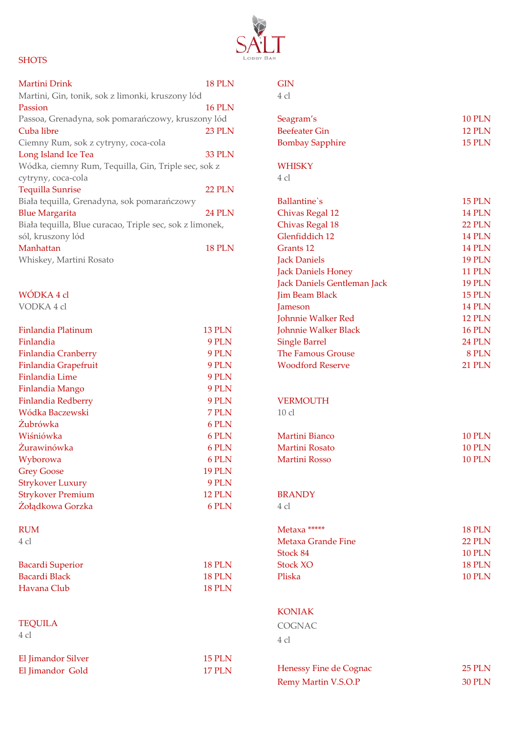SALT

Lobby Bar

## SHOTS

| | |
|---|---|
| Martini Drink | 18 PLN |
| Martini, Gin, tonik, sok z limonki, kruszony lód | |
| Passion | 16 PLN |
| Passoa, Grenadyna, sok pomarańczowy, kruszony lód | |
| Cuba libre | 23 PLN |
| Ciemny Rum, sok z cytryny, coca-cola | |
| Long Island Ice Tea | 33 PLN |
| Wódka, ciemny Rum, Tequilla, Gin, Triple sec, sok z cytryny, coca-cola | |
| Tequilla Sunrise | 22 PLN |
| Biała tequilla, Grenadyna, sok pomarańczowy | |
| Blue Margarita | 24 PLN |
| Biała tequilla, Blue curacao, Triple sec, sok z limonek, sól, kruszony lód | |
| Manhattan | 18 PLN |
| Whiskey, Martini Rosato | |

## WÓDKA 4 cl

VODKA 4 cl

| | |
|---|---|
| Finlandia Platinum | 13 PLN |
| Finlandia | 9 PLN |
| Finlandia Cranberry | 9 PLN |
| Finlandia Grapefruit | 9 PLN |
| Finlandia Lime | 9 PLN |
| Finlandia Mango | 9 PLN |
| Finlandia Redberry | 9 PLN |
| Wódka Baczewski | 7 PLN |
| Żubrówka | 6 PLN |
| Wiśniówka | 6 PLN |
| Żurawinówka | 6 PLN |
| Wyborowa | 6 PLN |
| Grey Goose | 19 PLN |
| Strykover Luxury | 9 PLN |
| Strykover Premium | 12 PLN |
| Żołądkowa Gorzka | 6 PLN |

## RUM

4 cl

| | |
|---|---|
| Bacardi Superior | 18 PLN |
| Bacardi Black | 18 PLN |
| Havana Club | 18 PLN |

## TEQUILA

4 cl

| | |
|---|---|
| El Jimandor Silver | 15 PLN |
| El Jimandor Gold | 17 PLN |

## GIN

4 cl

| | |
|---|---|
| Seagram's | 10 PLN |
| Beefeater Gin | 12 PLN |
| Bombay Sapphire | 15 PLN |

## WHISKY

4 cl

| | |
|---|---|
| Ballantine`s | 15 PLN |
| Chivas Regal 12 | 14 PLN |
| Chivas Regal 18 | 22 PLN |
| Glenfiddich 12 | 14 PLN |
| Grants 12 | 14 PLN |
| Jack Daniels | 19 PLN |
| Jack Daniels Honey | 11 PLN |
| Jack Daniels Gentleman Jack | 19 PLN |
| Jim Beam Black | 15 PLN |
| Jameson | 14 PLN |
| Johnnie Walker Red | 12 PLN |
| Johnnie Walker Black | 16 PLN |
| Single Barrel | 24 PLN |
| The Famous Grouse | 8 PLN |
| Woodford Reserve | 21 PLN |

## VERMOUTH

10 cl

| | |
|---|---|
| Martini Bianco | 10 PLN |
| Martini Rosato | 10 PLN |
| Martini Rosso | 10 PLN |

## BRANDY

4 cl

| | |
|---|---|
| Metaxa ***** | 18 PLN |
| Metaxa Grande Fine | 22 PLN |
| Stock 84 | 10 PLN |
| Stock XO | 18 PLN |
| Pliska | 10 PLN |

## KONIAK

COGNAC

4 cl

| | |
|---|---|
| Henessy Fine de Cognac | 25 PLN |
| Remy Martin V.S.O.P | 30 PLN |